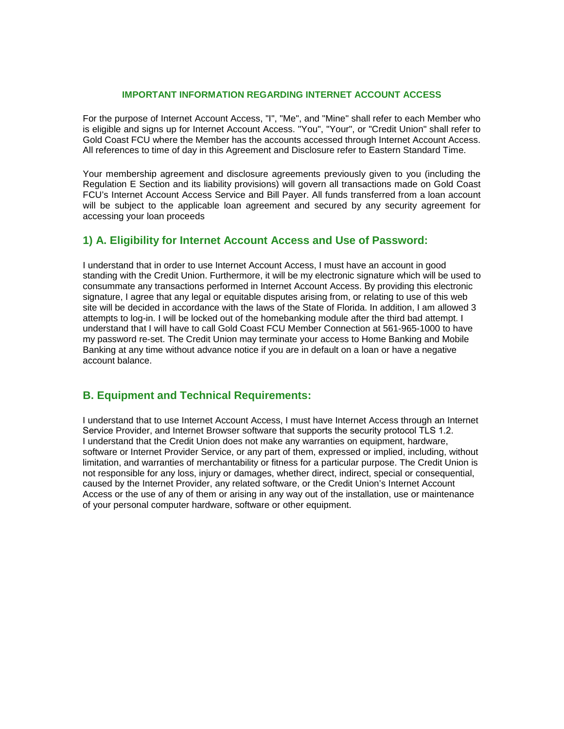# IMPORTANT INFORMATION REGARDING INTERNET ACCOUNT ACCESS

For the purpose of Internet Account Access, "I", "Me", and "Mine" shall refer to each Member who is eligible and signs up for Internet Account Access. "You", "Your", or "Credit Union" shall refer to Gold Coast FCU where the Member has the accounts accessed through Internet Account Access. All references to time of day in this Agreement and Disclosure refer to Eastern Standard Time.

Your membership agreement and disclosure agreements previously given to you (including the Regulation E Section and its liability provisions) will govern all transactions made on Gold Coast FCU's Internet Account Access Service and Bill Payer. All funds transferred from a loan account will be subject to the applicable loan agreement and secured by any security agreement for accessing your loan proceeds

## 1) A. Eligibility for Internet Account Access and Use of Password:

I understand that in order to use Internet Account Access, I must have an account in good standing with the Credit Union. Furthermore, it will be my electronic signature which will be used to consummate any transactions performed in Internet Account Access. By providing this electronic signature, I agree that any legal or equitable disputes arising from, or relating to use of this web site will be decided in accordance with the laws of the State of Florida. In addition, I am allowed 3 attempts to log-in. I will be locked out of the homebanking module after the third bad attempt. I understand that I will have to call Gold Coast FCU Member Connection at 561-965-1000 to have my password re-set. The Credit Union may terminate your access to Home Banking and Mobile Banking at any time without advance notice if you are in default on a loan or have a negative account balance.

## B. Equipment and Technical Requirements:

I understand that to use Internet Account Access, I must have Internet Access through an Internet Service Provider, and Internet Browser software that supports the security protocol TLS 1.2. I understand that the Credit Union does not make any warranties on equipment, hardware, software or Internet Provider Service, or any part of them, expressed or implied, including, without limitation, and warranties of merchantability or fitness for a particular purpose. The Credit Union is not responsible for any loss, injury or damages, whether direct, indirect, special or consequential, caused by the Internet Provider, any related software, or the Credit Union's Internet Account Access or the use of any of them or arising in any way out of the installation, use or maintenance of your personal computer hardware, software or other equipment.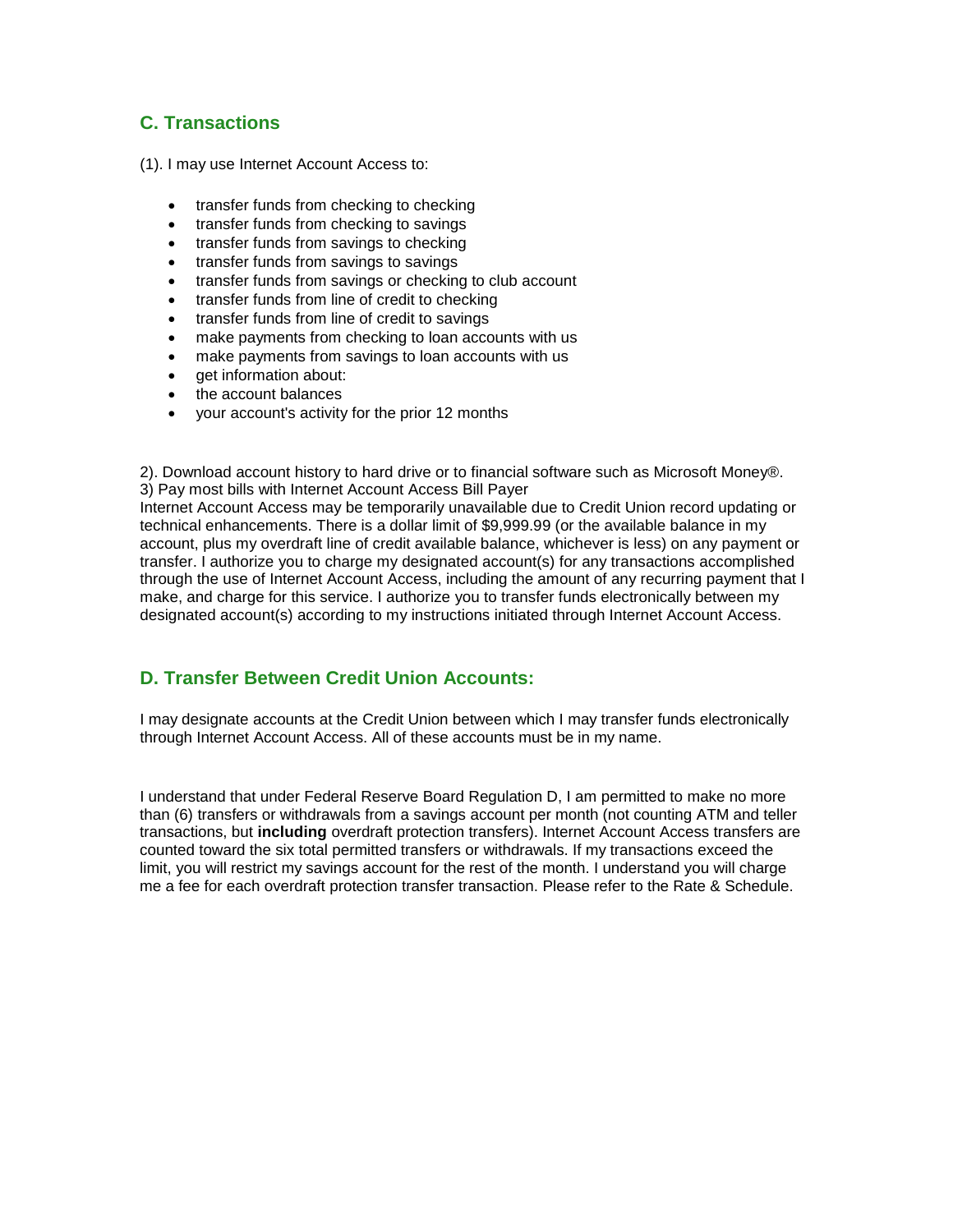## C. Transactions

(1). I may use Internet Account Access to:

- transfer funds from checking to checking
- transfer funds from checking to savings
- transfer funds from savings to checking
- transfer funds from savings to savings
- transfer funds from savings or checking to club account
- transfer funds from line of credit to checking
- transfer funds from line of credit to savings
- make payments from checking to loan accounts with us
- make payments from savings to loan accounts with us
- get information about:
- the account balances
- your account's activity for the prior 12 months

2). Download account history to hard drive or to financial software such as Microsoft Money®.
3) Pay most bills with Internet Account Access Bill Payer
Internet Account Access may be temporarily unavailable due to Credit Union record updating or technical enhancements. There is a dollar limit of $9,999.99 (or the available balance in my account, plus my overdraft line of credit available balance, whichever is less) on any payment or transfer. I authorize you to charge my designated account(s) for any transactions accomplished through the use of Internet Account Access, including the amount of any recurring payment that I make, and charge for this service. I authorize you to transfer funds electronically between my designated account(s) according to my instructions initiated through Internet Account Access.

## D. Transfer Between Credit Union Accounts:

I may designate accounts at the Credit Union between which I may transfer funds electronically through Internet Account Access. All of these accounts must be in my name.

I understand that under Federal Reserve Board Regulation D, I am permitted to make no more than (6) transfers or withdrawals from a savings account per month (not counting ATM and teller transactions, but **including** overdraft protection transfers). Internet Account Access transfers are counted toward the six total permitted transfers or withdrawals. If my transactions exceed the limit, you will restrict my savings account for the rest of the month. I understand you will charge me a fee for each overdraft protection transfer transaction. Please refer to the Rate & Schedule.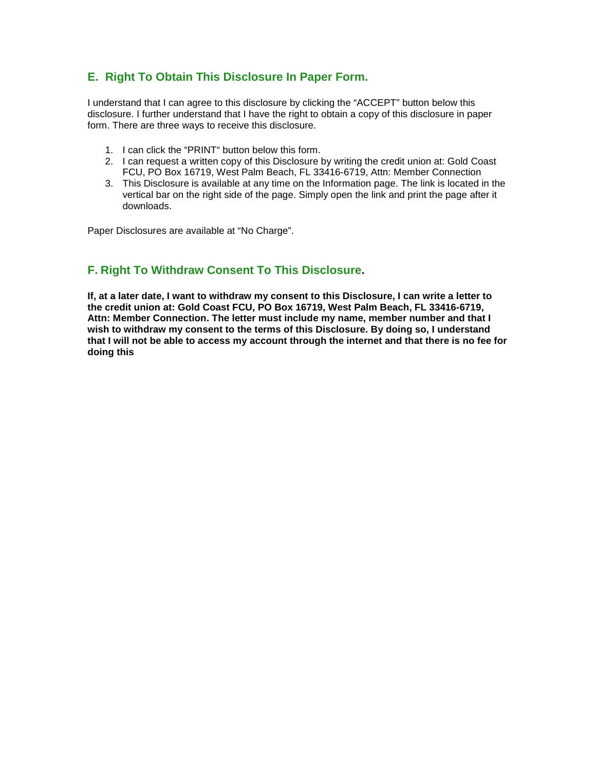## E. Right To Obtain This Disclosure In Paper Form.

I understand that I can agree to this disclosure by clicking the "ACCEPT" button below this disclosure. I further understand that I have the right to obtain a copy of this disclosure in paper form. There are three ways to receive this disclosure.

1. I can click the "PRINT" button below this form.
2. I can request a written copy of this Disclosure by writing the credit union at: Gold Coast FCU, PO Box 16719, West Palm Beach, FL 33416-6719, Attn: Member Connection
3. This Disclosure is available at any time on the Information page. The link is located in the vertical bar on the right side of the page. Simply open the link and print the page after it downloads.

Paper Disclosures are available at "No Charge".

## F. Right To Withdraw Consent To This Disclosure.

**If, at a later date, I want to withdraw my consent to this Disclosure, I can write a letter to the credit union at: Gold Coast FCU, PO Box 16719, West Palm Beach, FL 33416-6719, Attn: Member Connection. The letter must include my name, member number and that I wish to withdraw my consent to the terms of this Disclosure. By doing so, I understand that I will not be able to access my account through the internet and that there is no fee for doing this**